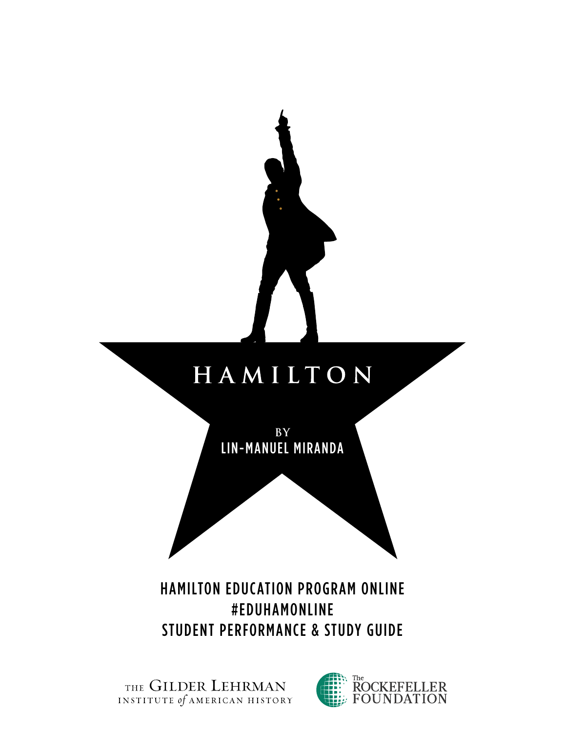# HAMILTON

BY
LIN-MANUEL MIRANDA

## HAMILTON EDUCATION PROGRAM ONLINE
## #EDUHAMONLINE
## STUDENT PERFORMANCE & STUDY GUIDE

THE GILDER LEHRMAN INSTITUTE *of* AMERICAN HISTORY

The ROCKEFELLER FOUNDATION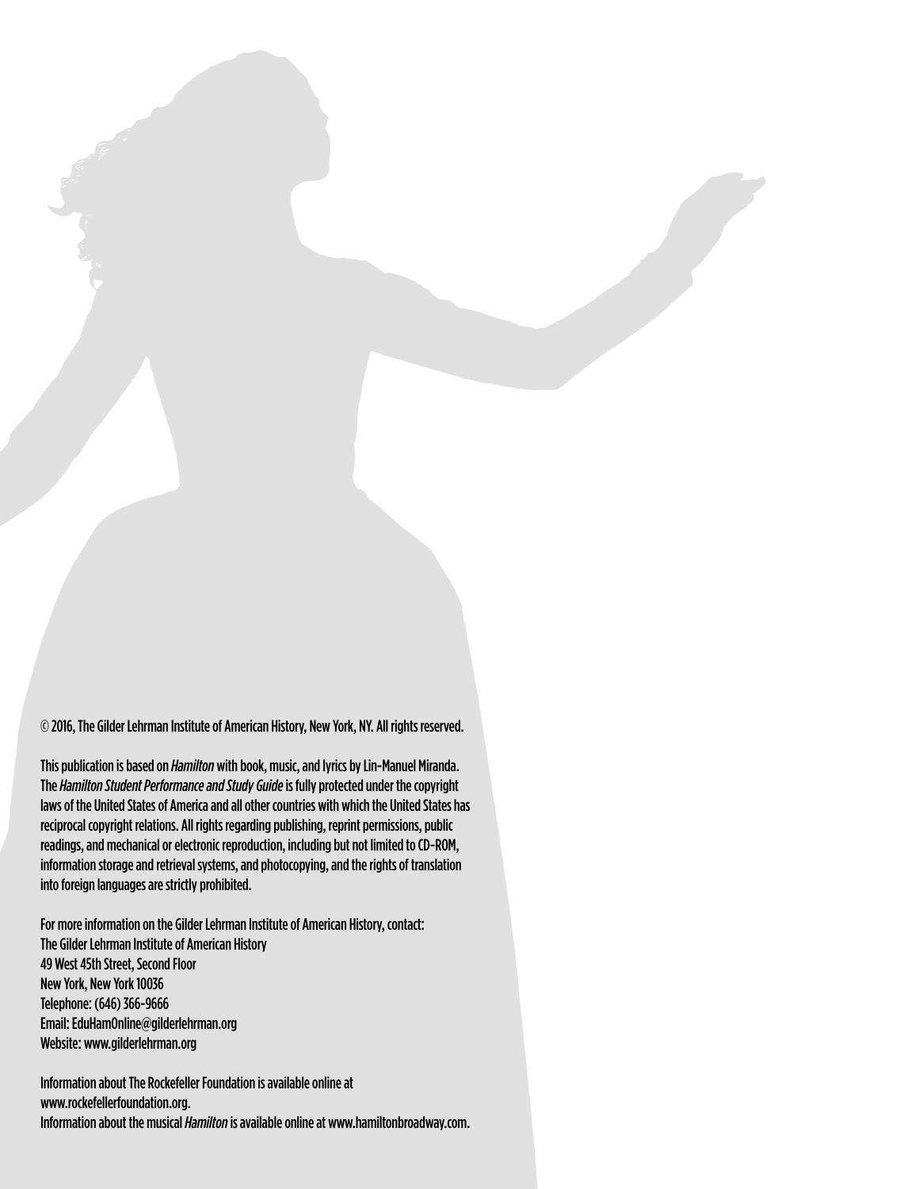© 2016, The Gilder Lehrman Institute of American History, New York, NY. All rights reserved.

This publication is based on *Hamilton* with book, music, and lyrics by Lin-Manuel Miranda. The *Hamilton Student Performance and Study Guide* is fully protected under the copyright laws of the United States of America and all other countries with which the United States has reciprocal copyright relations. All rights regarding publishing, reprint permissions, public readings, and mechanical or electronic reproduction, including but not limited to CD-ROM, information storage and retrieval systems, and photocopying, and the rights of translation into foreign languages are strictly prohibited.

For more information on the Gilder Lehrman Institute of American History, contact:
The Gilder Lehrman Institute of American History
49 West 45th Street, Second Floor
New York, New York 10036
Telephone: (646) 366-9666
Email: EduHamOnline@gilderlehrman.org
Website: www.gilderlehrman.org

Information about The Rockefeller Foundation is available online at www.rockefellerfoundation.org.
Information about the musical *Hamilton* is available online at www.hamiltonbroadway.com.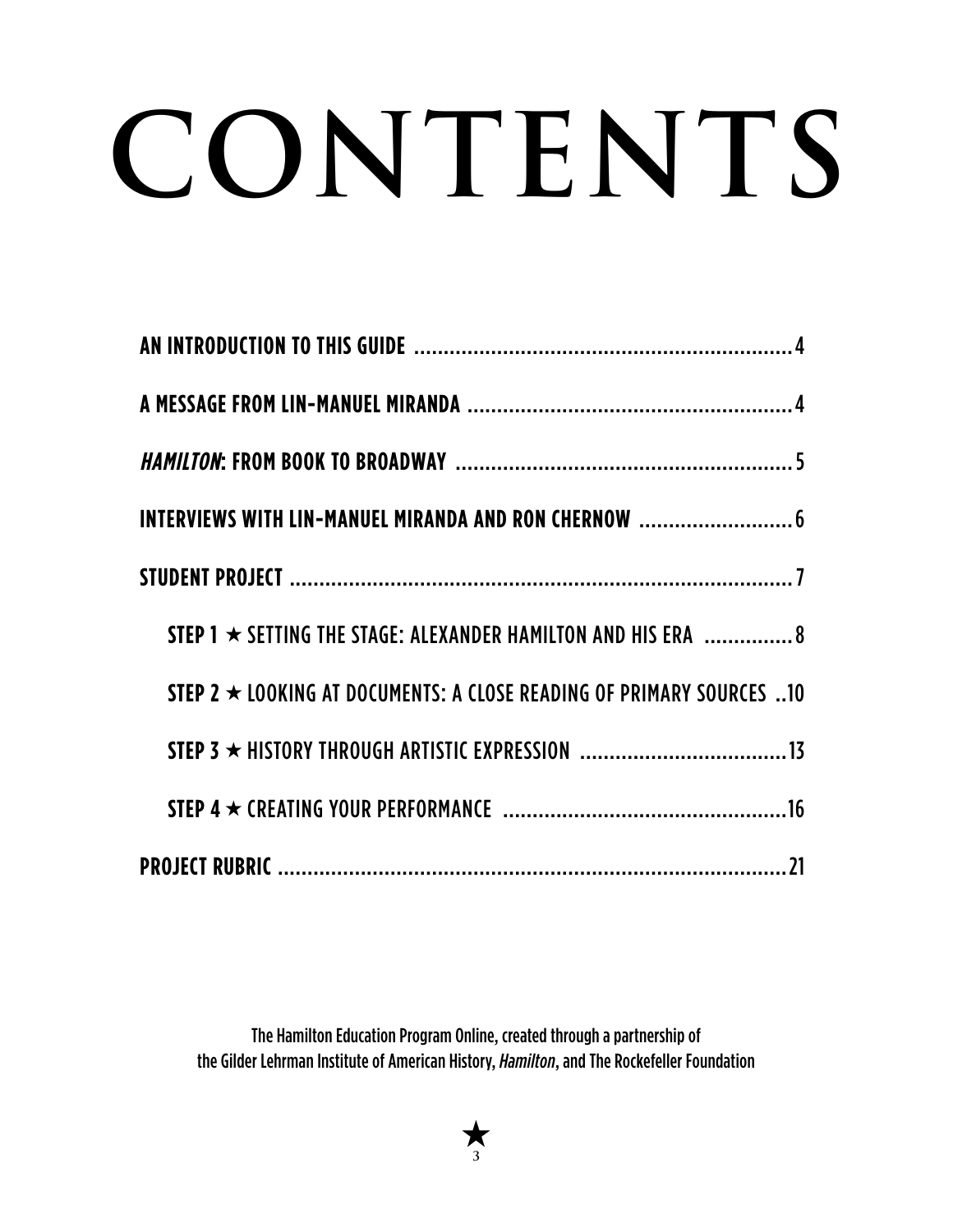# CONTENTS

**AN INTRODUCTION TO THIS GUIDE** .......................................................... 4

**A MESSAGE FROM LIN-MANUEL MIRANDA** ................................................ 4

***HAMILTON*: FROM BOOK TO BROADWAY** .................................................. 5

**INTERVIEWS WITH LIN-MANUEL MIRANDA AND RON CHERNOW** ...................... 6

**STUDENT PROJECT** ..................................................................................... 7

- **STEP 1** ★ SETTING THE STAGE: ALEXANDER HAMILTON AND HIS ERA ............... 8
- **STEP 2** ★ LOOKING AT DOCUMENTS: A CLOSE READING OF PRIMARY SOURCES ..10
- **STEP 3** ★ HISTORY THROUGH ARTISTIC EXPRESSION ..................................... 13
- **STEP 4** ★ CREATING YOUR PERFORMANCE ..................................................16

**PROJECT RUBRIC** ........................................................................................ 21

The Hamilton Education Program Online, created through a partnership of the Gilder Lehrman Institute of American History, *Hamilton*, and The Rockefeller Foundation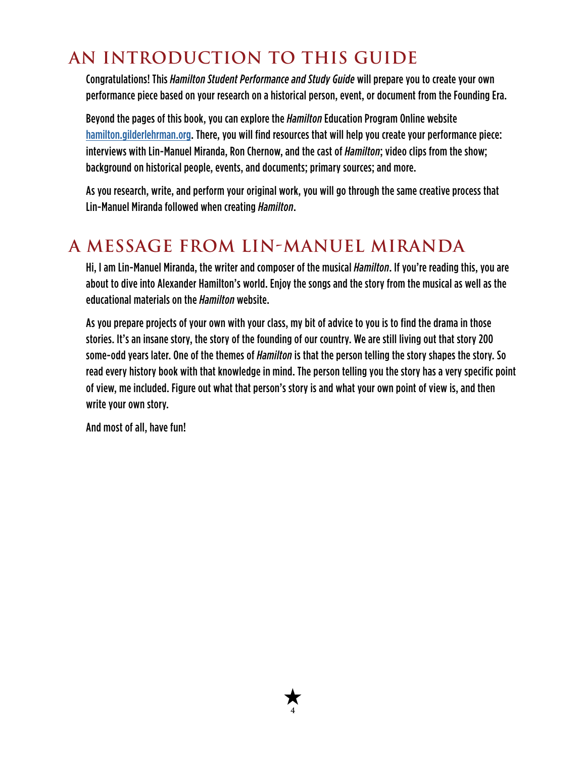## AN INTRODUCTION TO THIS GUIDE

Congratulations! This *Hamilton Student Performance and Study Guide* will prepare you to create your own performance piece based on your research on a historical person, event, or document from the Founding Era.

Beyond the pages of this book, you can explore the *Hamilton* Education Program Online website [hamilton.gilderlehrman.org](hamilton.gilderlehrman.org). There, you will find resources that will help you create your performance piece: interviews with Lin-Manuel Miranda, Ron Chernow, and the cast of *Hamilton*; video clips from the show; background on historical people, events, and documents; primary sources; and more.

As you research, write, and perform your original work, you will go through the same creative process that Lin-Manuel Miranda followed when creating *Hamilton*.

## A MESSAGE FROM LIN-MANUEL MIRANDA

Hi, I am Lin-Manuel Miranda, the writer and composer of the musical *Hamilton*. If you're reading this, you are about to dive into Alexander Hamilton's world. Enjoy the songs and the story from the musical as well as the educational materials on the *Hamilton* website.

As you prepare projects of your own with your class, my bit of advice to you is to find the drama in those stories. It's an insane story, the story of the founding of our country. We are still living out that story 200 some-odd years later. One of the themes of *Hamilton* is that the person telling the story shapes the story. So read every history book with that knowledge in mind. The person telling you the story has a very specific point of view, me included. Figure out what that person's story is and what your own point of view is, and then write your own story.

And most of all, have fun!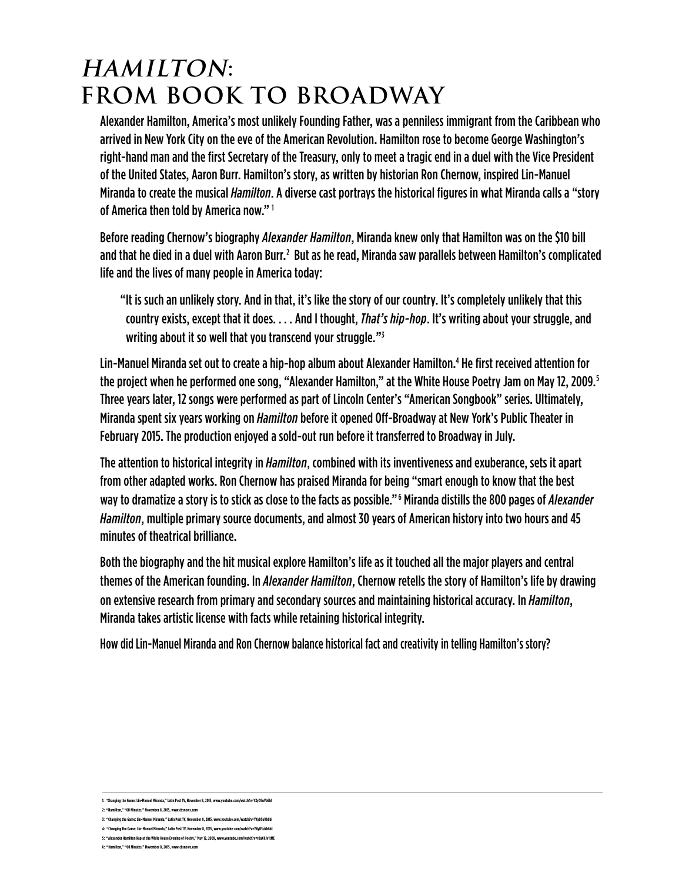# *HAMILTON*: FROM BOOK TO BROADWAY

Alexander Hamilton, America's most unlikely Founding Father, was a penniless immigrant from the Caribbean who arrived in New York City on the eve of the American Revolution. Hamilton rose to become George Washington's right-hand man and the first Secretary of the Treasury, only to meet a tragic end in a duel with the Vice President of the United States, Aaron Burr. Hamilton's story, as written by historian Ron Chernow, inspired Lin-Manuel Miranda to create the musical *Hamilton*. A diverse cast portrays the historical figures in what Miranda calls a "story of America then told by America now." [1]

Before reading Chernow's biography *Alexander Hamilton*, Miranda knew only that Hamilton was on the $10 bill and that he died in a duel with Aaron Burr.[2] But as he read, Miranda saw parallels between Hamilton's complicated life and the lives of many people in America today:

> "It is such an unlikely story. And in that, it's like the story of our country. It's completely unlikely that this country exists, except that it does. . . . And I thought, *That's hip-hop*. It's writing about your struggle, and writing about it so well that you transcend your struggle."[3]

Lin-Manuel Miranda set out to create a hip-hop album about Alexander Hamilton.[4] He first received attention for the project when he performed one song, "Alexander Hamilton," at the White House Poetry Jam on May 12, 2009.[5] Three years later, 12 songs were performed as part of Lincoln Center's "American Songbook" series. Ultimately, Miranda spent six years working on *Hamilton* before it opened Off-Broadway at New York's Public Theater in February 2015. The production enjoyed a sold-out run before it transferred to Broadway in July.

The attention to historical integrity in *Hamilton*, combined with its inventiveness and exuberance, sets it apart from other adapted works. Ron Chernow has praised Miranda for being "smart enough to know that the best way to dramatize a story is to stick as close to the facts as possible."[6] Miranda distills the 800 pages of *Alexander Hamilton*, multiple primary source documents, and almost 30 years of American history into two hours and 45 minutes of theatrical brilliance.

Both the biography and the hit musical explore Hamilton's life as it touched all the major players and central themes of the American founding. In *Alexander Hamilton*, Chernow retells the story of Hamilton's life by drawing on extensive research from primary and secondary sources and maintaining historical accuracy. In *Hamilton*, Miranda takes artistic license with facts while retaining historical integrity.

How did Lin-Manuel Miranda and Ron Chernow balance historical fact and creativity in telling Hamilton's story?

---

1: "Changing the Game: Lin-Manuel Miranda," Latin Post TV, November 8, 2015, www.youtube.com/watch?v=YXy05uVb6bI

2: "Hamilton," "60 Minutes," November 8, 2015, www.cbsnews.com

3: "Changing the Game: Lin-Manuel Miranda," Latin Post TV, November 8, 2015, www.youtube.com/watch?v=YXy05uVb6bI

4: "Changing the Game: Lin-Manuel Miranda," Latin Post TV, November 8, 2015, www.youtube.com/watch?v=YXy05uVb6bI

5: "Alexander Hamilton Rap at the White House Evening of Poetry," May 12, 2009, www.youtube.com/watch?v=WNFf7nMIGnE

6: "Hamilton," "60 Minutes," November 8, 2015, www.cbsnews.com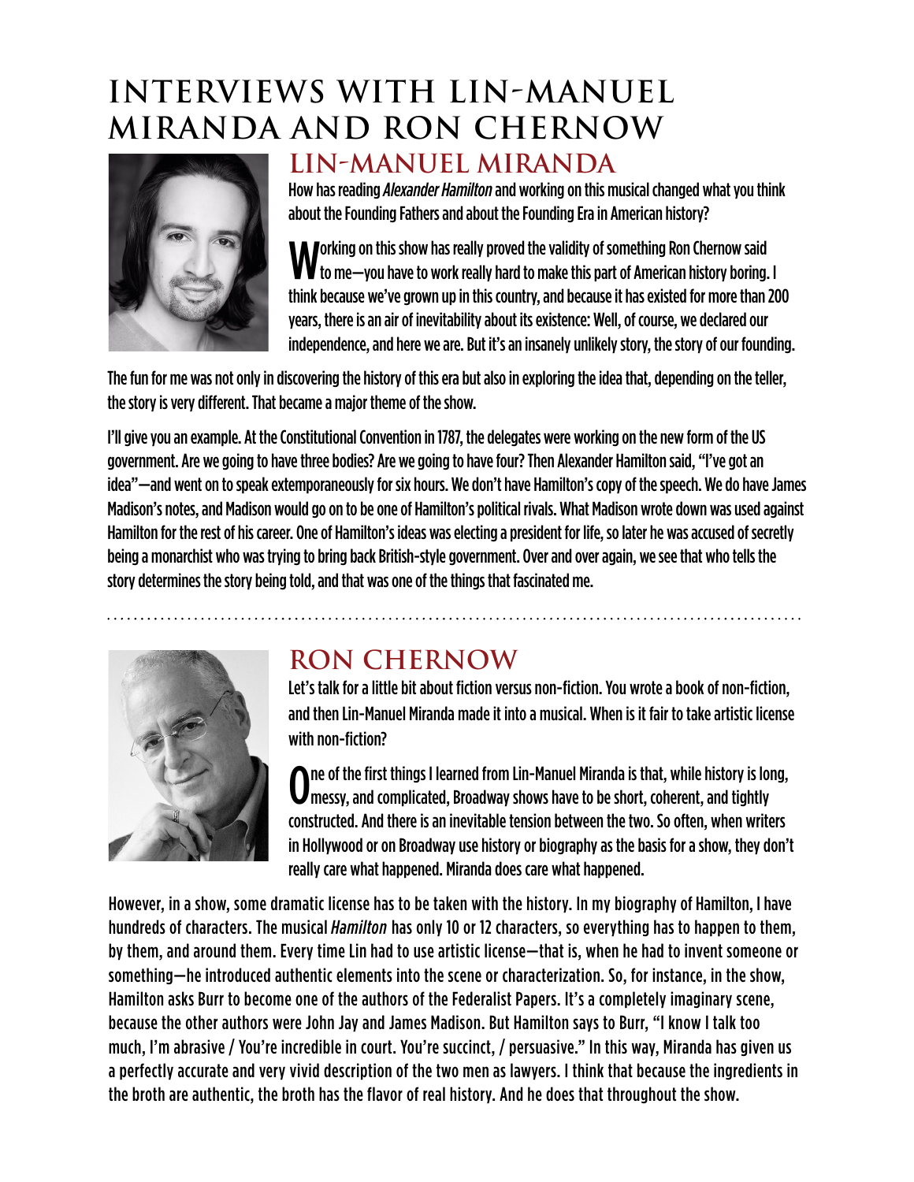# INTERVIEWS WITH LIN-MANUEL MIRANDA AND RON CHERNOW

## LIN-MANUEL MIRANDA

How has reading *Alexander Hamilton* and working on this musical changed what you think about the Founding Fathers and about the Founding Era in American history?

Working on this show has really proved the validity of something Ron Chernow said to me—you have to work really hard to make this part of American history boring. I think because we've grown up in this country, and because it has existed for more than 200 years, there is an air of inevitability about its existence: Well, of course, we declared our independence, and here we are. But it's an insanely unlikely story, the story of our founding.

The fun for me was not only in discovering the history of this era but also in exploring the idea that, depending on the teller, the story is very different. That became a major theme of the show.

I'll give you an example. At the Constitutional Convention in 1787, the delegates were working on the new form of the US government. Are we going to have three bodies? Are we going to have four? Then Alexander Hamilton said, "I've got an idea"—and went on to speak extemporaneously for six hours. We don't have Hamilton's copy of the speech. We do have James Madison's notes, and Madison would go on to be one of Hamilton's political rivals. What Madison wrote down was used against Hamilton for the rest of his career. One of Hamilton's ideas was electing a president for life, so later he was accused of secretly being a monarchist who was trying to bring back British-style government. Over and over again, we see that who tells the story determines the story being told, and that was one of the things that fascinated me.

## RON CHERNOW

Let's talk for a little bit about fiction versus non-fiction. You wrote a book of non-fiction, and then Lin-Manuel Miranda made it into a musical. When is it fair to take artistic license with non-fiction?

One of the first things I learned from Lin-Manuel Miranda is that, while history is long, messy, and complicated, Broadway shows have to be short, coherent, and tightly constructed. And there is an inevitable tension between the two. So often, when writers in Hollywood or on Broadway use history or biography as the basis for a show, they don't really care what happened. Miranda does care what happened.

However, in a show, some dramatic license has to be taken with the history. In my biography of Hamilton, I have hundreds of characters. The musical *Hamilton* has only 10 or 12 characters, so everything has to happen to them, by them, and around them. Every time Lin had to use artistic license—that is, when he had to invent someone or something—he introduced authentic elements into the scene or characterization. So, for instance, in the show, Hamilton asks Burr to become one of the authors of the Federalist Papers. It's a completely imaginary scene, because the other authors were John Jay and James Madison. But Hamilton says to Burr, "I know I talk too much, I'm abrasive / You're incredible in court. You're succinct, / persuasive." In this way, Miranda has given us a perfectly accurate and very vivid description of the two men as lawyers. I think that because the ingredients in the broth are authentic, the broth has the flavor of real history. And he does that throughout the show.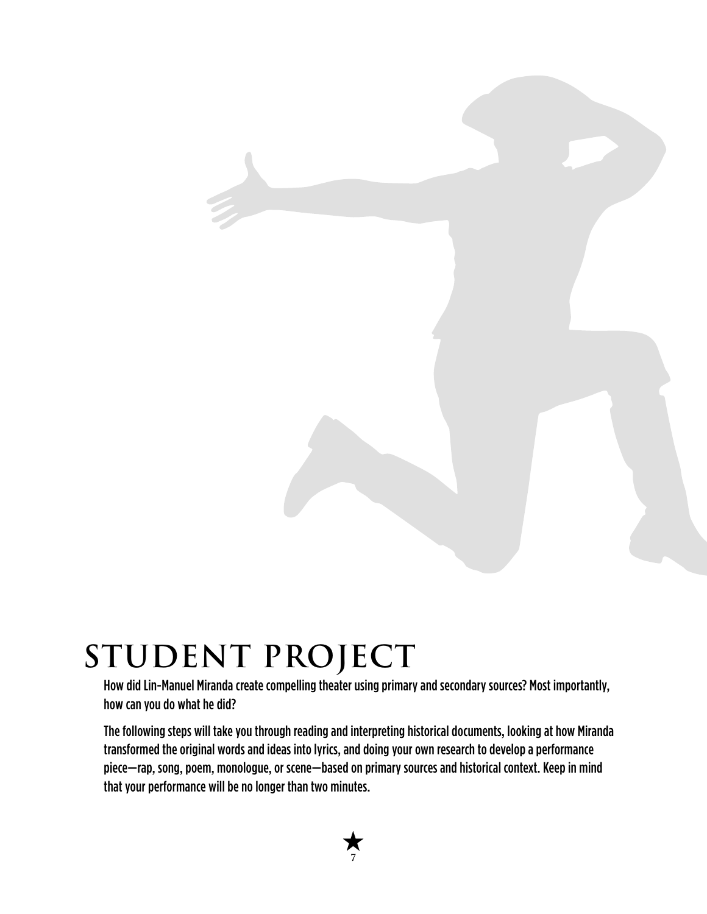# STUDENT PROJECT

How did Lin-Manuel Miranda create compelling theater using primary and secondary sources? Most importantly, how can you do what he did?

The following steps will take you through reading and interpreting historical documents, looking at how Miranda transformed the original words and ideas into lyrics, and doing your own research to develop a performance piece—rap, song, poem, monologue, or scene—based on primary sources and historical context. Keep in mind that your performance will be no longer than two minutes.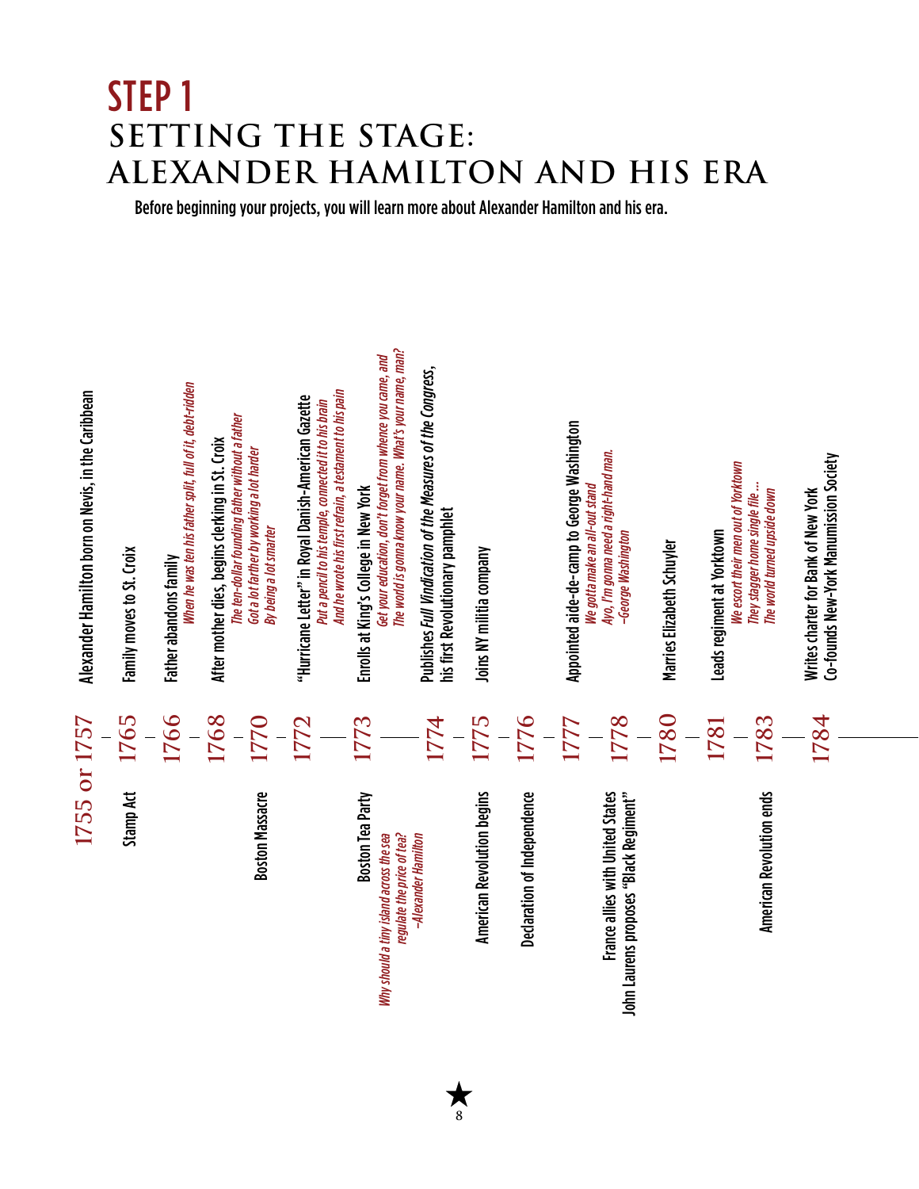# STEP 1

## SETTING THE STAGE: ALEXANDER HAMILTON AND HIS ERA

Before beginning your projects, you will learn more about Alexander Hamilton and his era.

| Historical Events | Year | Hamilton's Life |
|---|---|---|
| | 1755 or 1757 | Alexander Hamilton born on Nevis, in the Caribbean |
| Stamp Act | 1765 | Family moves to St. Croix |
| | 1766 | Father abandons family<br>*When he was ten his father split, full of it, debt-ridden* |
| | 1768 | After mother dies, begins clerking in St. Croix<br>*The ten-dollar founding father without a father*<br>*Got a lot farther by working a lot harder*<br>*By being a lot smarter* |
| Boston Massacre | 1770 | |
| | 1772 | "Hurricane Letter" in Royal Danish-American Gazette<br>*Put a pencil to his temple, connected it to his brain*<br>*And he wrote his first refrain, a testament to his pain* |
| Boston Tea Party<br>*Why should a tiny island across the sea*<br>*regulate the price of tea?*<br>*–Alexander Hamilton* | 1773 | Enrolls at King's College in New York<br>*Get your education, don't forget from whence you came, and*<br>*The world is gonna know your name. What's your name, man?* |
| | 1774 | Publishes *Full Vindication of the Measures of the Congress*, his first Revolutionary pamphlet |
| American Revolution begins | 1775 | Joins NY militia company |
| Declaration of Independence | 1776 | |
| | 1777 | Appointed aide-de-camp to George Washington<br>*We gotta make an all-out stand*<br>*Ayo, I'm gonna need a right-hand man.*<br>*–George Washington* |
| France allies with United States<br>John Laurens proposes "Black Regiment" | 1778 | |
| | 1780 | Marries Elizabeth Schuyler |
| | 1781 | Leads regiment at Yorktown<br>*We escort their men out of Yorktown*<br>*They stagger home single file ...*<br>*The world turned upside down* |
| American Revolution ends | 1783 | |
| | 1784 | Writes charter for Bank of New York<br>Co-founds New-York Manumission Society |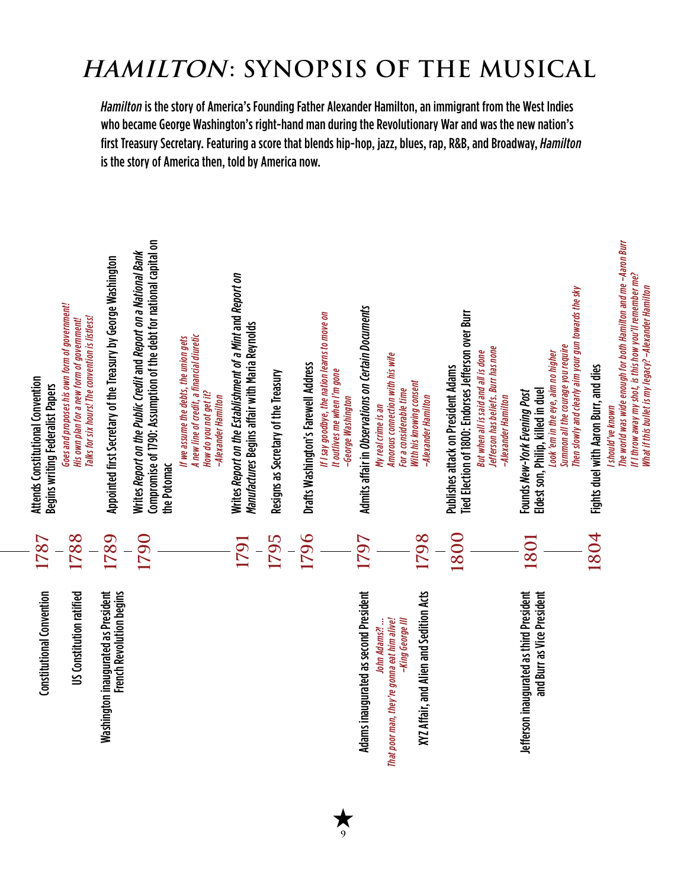# *HAMILTON*: SYNOPSIS OF THE MUSICAL

*Hamilton* is the story of America's Founding Father Alexander Hamilton, an immigrant from the West Indies who became George Washington's right-hand man during the Revolutionary War and was the new nation's first Treasury Secretary. Featuring a score that blends hip-hop, jazz, blues, rap, R&B, and Broadway, *Hamilton* is the story of America then, told by America now.

| World Events | Year | Hamilton |
|---|---|---|
| Constitutional Convention | 1787 | Attends Constitutional Convention<br>Begins writing Federalist Papers<br>*Goes and proposes his own form of government!*<br>*His own plan for a new form of government!*<br>*Talks for six hours! The convention is listless!* |
| US Constitution ratified | 1788 | |
| Washington inaugurated as President<br>French Revolution begins | 1789 | Appointed first Secretary of the Treasury by George Washington |
| | 1790 | Writes *Report on the Public Credit* and *Report on a National Bank*<br>Compromise of 1790: Assumption of the debt for national capital on the Potomac<br>*If we assume the debts, the union gets*<br>*A new line of credit, a financial diuretic*<br>*How do you not get it?*<br>*–Alexander Hamilton* |
| | 1791 | Writes *Report on the Establishment of a Mint* and *Report on Manufactures* Begins affair with Maria Reynolds |
| | 1795 | Resigns as Secretary of the Treasury |
| | 1796 | Drafts Washington's Farewell Address<br>*If I say goodbye, the nation learns to move on*<br>*It outlives me when I'm gone*<br>*–George Washington* |
| Adams inaugurated as second President<br>*John Adams?!...*<br>*That poor man, they're gonna eat him alive!*<br>*–King George III* | 1797 | Admits affair in *Observations on Certain Documents*<br>*My real crime is an*<br>*Amorous connection with his wife*<br>*For a considerable time*<br>*With his knowing consent*<br>*–Alexander Hamilton* |
| XYZ Affair, and Alien and Sedition Acts | 1798 | |
| | 1800 | Publishes attack on President Adams<br>Tied Election of 1800: Endorses Jefferson over Burr<br>*But when all is said and all is done*<br>*Jefferson has beliefs. Burr has none*<br>*–Alexander Hamilton* |
| Jefferson inaugurated as third President and Burr as Vice President | 1801 | Founds *New-York Evening Post*<br>Eldest son, Philip, killed in duel<br>*Look 'em in the eye, aim no higher*<br>*Summon all the courage you require*<br>*Then slowly and clearly aim your gun towards the sky* |
| | 1804 | Fights duel with Aaron Burr, and dies<br>*I should've known*<br>*The world was wide enough for both Hamilton and me –Aaron Burr*<br>*If I throw away my shot, is this how you'll remember me?*<br>*What if this bullet is my legacy? –Alexander Hamilton* |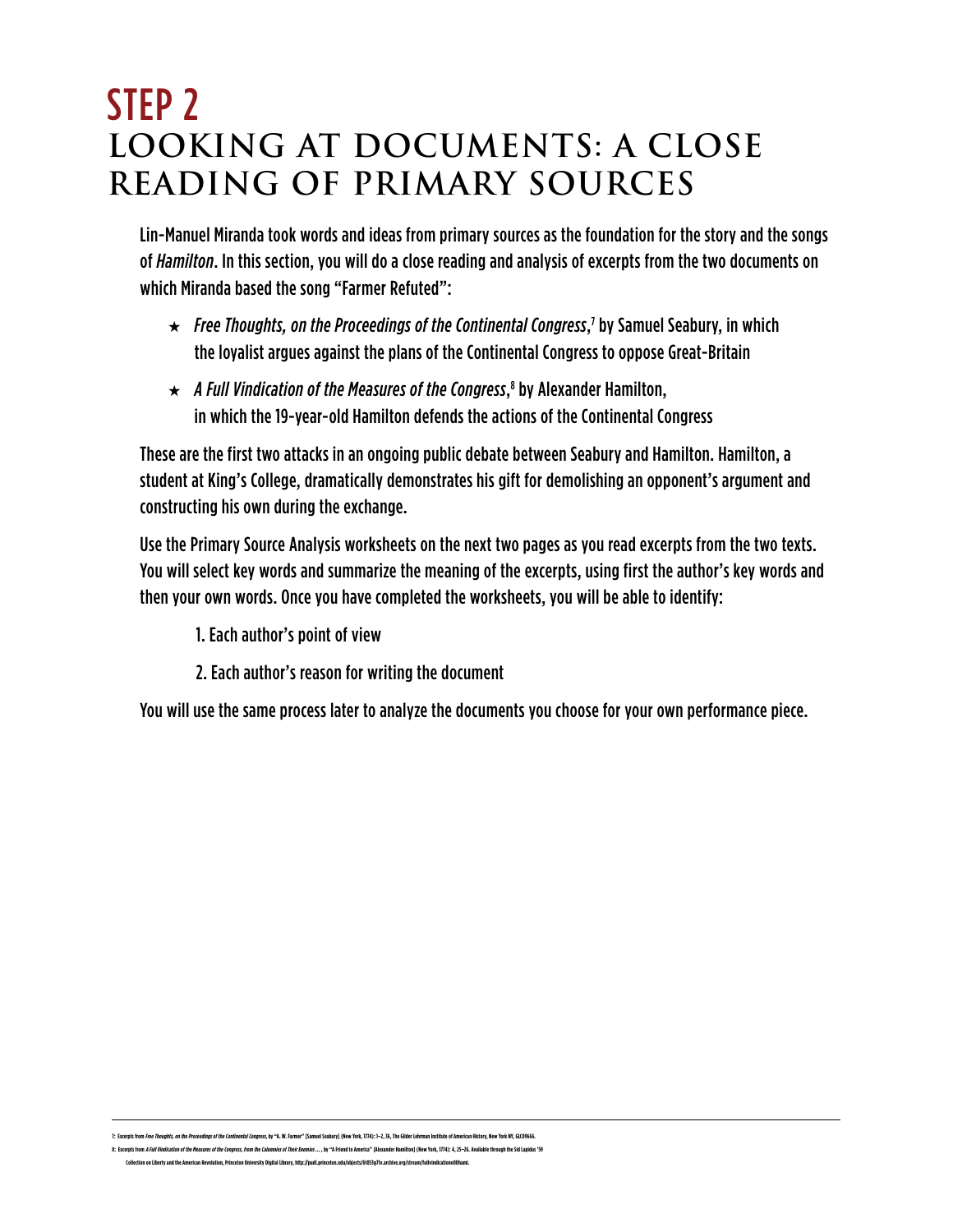# STEP 2

## LOOKING AT DOCUMENTS: A CLOSE READING OF PRIMARY SOURCES

Lin-Manuel Miranda took words and ideas from primary sources as the foundation for the story and the songs of *Hamilton*. In this section, you will do a close reading and analysis of excerpts from the two documents on which Miranda based the song "Farmer Refuted":

★ *Free Thoughts, on the Proceedings of the Continental Congress*,[7] by Samuel Seabury, in which the loyalist argues against the plans of the Continental Congress to oppose Great-Britain

★ *A Full Vindication of the Measures of the Congress*,[8] by Alexander Hamilton, in which the 19-year-old Hamilton defends the actions of the Continental Congress

These are the first two attacks in an ongoing public debate between Seabury and Hamilton. Hamilton, a student at King's College, dramatically demonstrates his gift for demolishing an opponent's argument and constructing his own during the exchange.

Use the Primary Source Analysis worksheets on the next two pages as you read excerpts from the two texts. You will select key words and summarize the meaning of the excerpts, using first the author's key words and then your own words. Once you have completed the worksheets, you will be able to identify:

1. Each author's point of view
2. Each author's reason for writing the document

You will use the same process later to analyze the documents you choose for your own performance piece.

---

7: Excerpts from *Free Thoughts, on the Proceedings of the Continental Congress*, by "A. W. Farmer" [Samuel Seabury] (New York, 1774): 1–2, 36, The Gilder Lehrman Institute of American History, New York NY, GLC09666.

8: Excerpts from *A Full Vindication of the Measures of the Congress, from the Calumnies of Their Enemies . . .*, by "A Friend to America" [Alexander Hamilton] (New York, 1774): 4, 25–26. Available through the Sid Lapidus '59 Collection on Liberty and the American Revolution, Princeton University Digital Library, http://pudl.princeton.edu/objects/6t053g71v.archive.org/stream/fullvindicationo00hami.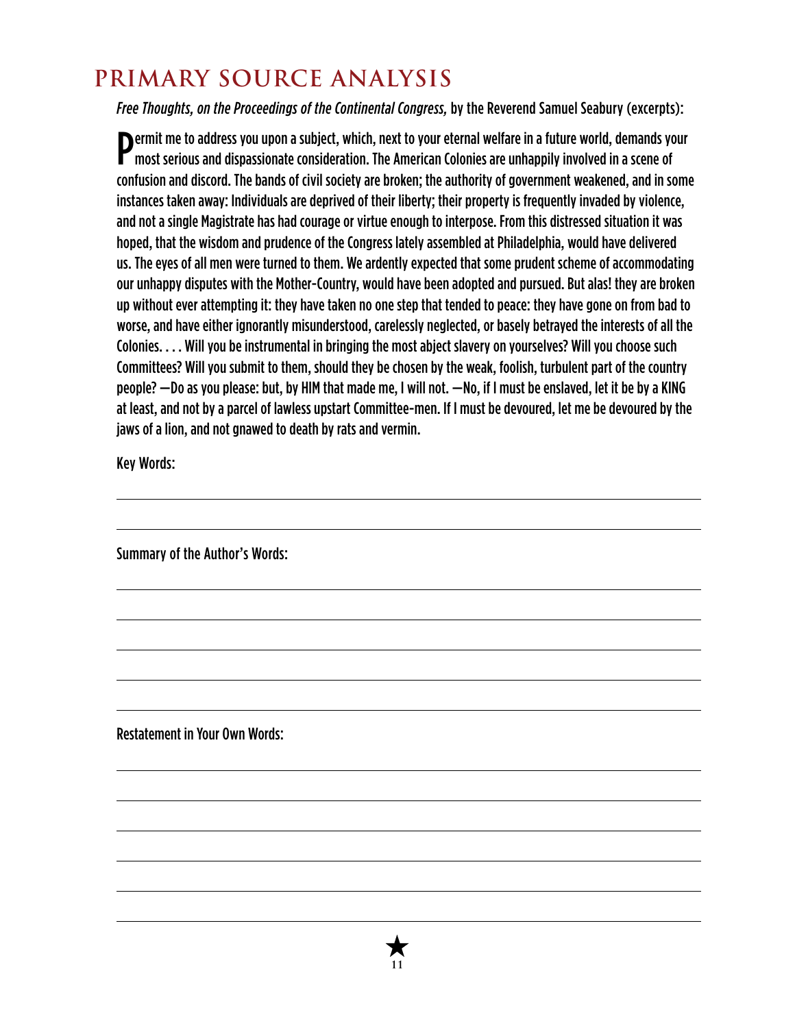# PRIMARY SOURCE ANALYSIS

*Free Thoughts, on the Proceedings of the Continental Congress,* by the Reverend Samuel Seabury (excerpts):

Permit me to address you upon a subject, which, next to your eternal welfare in a future world, demands your most serious and dispassionate consideration. The American Colonies are unhappily involved in a scene of confusion and discord. The bands of civil society are broken; the authority of government weakened, and in some instances taken away: Individuals are deprived of their liberty; their property is frequently invaded by violence, and not a single Magistrate has had courage or virtue enough to interpose. From this distressed situation it was hoped, that the wisdom and prudence of the Congress lately assembled at Philadelphia, would have delivered us. The eyes of all men were turned to them. We ardently expected that some prudent scheme of accommodating our unhappy disputes with the Mother-Country, would have been adopted and pursued. But alas! they are broken up without ever attempting it: they have taken no one step that tended to peace: they have gone on from bad to worse, and have either ignorantly misunderstood, carelessly neglected, or basely betrayed the interests of all the Colonies. . . . Will you be instrumental in bringing the most abject slavery on yourselves? Will you choose such Committees? Will you submit to them, should they be chosen by the weak, foolish, turbulent part of the country people? —Do as you please: but, by HIM that made me, I will not. —No, if I must be enslaved, let it be by a KING at least, and not by a parcel of lawless upstart Committee-men. If I must be devoured, let me be devoured by the jaws of a lion, and not gnawed to death by rats and vermin.

Key Words:

Summary of the Author's Words:

Restatement in Your Own Words: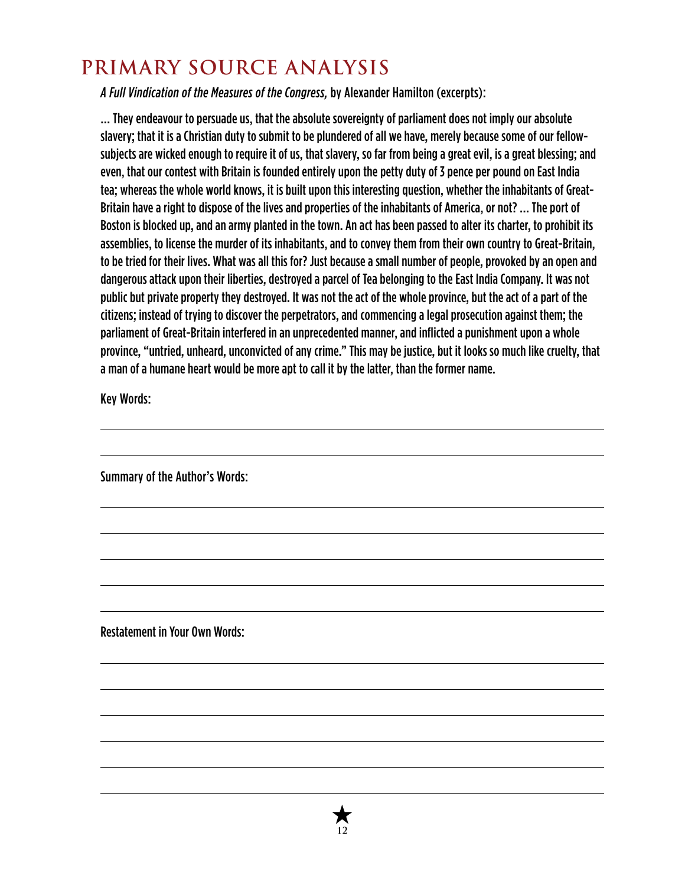# PRIMARY SOURCE ANALYSIS

*A Full Vindication of the Measures of the Congress,* by Alexander Hamilton (excerpts):

... They endeavour to persuade us, that the absolute sovereignty of parliament does not imply our absolute slavery; that it is a Christian duty to submit to be plundered of all we have, merely because some of our fellow-subjects are wicked enough to require it of us, that slavery, so far from being a great evil, is a great blessing; and even, that our contest with Britain is founded entirely upon the petty duty of 3 pence per pound on East India tea; whereas the whole world knows, it is built upon this interesting question, whether the inhabitants of Great-Britain have a right to dispose of the lives and properties of the inhabitants of America, or not? ... The port of Boston is blocked up, and an army planted in the town. An act has been passed to alter its charter, to prohibit its assemblies, to license the murder of its inhabitants, and to convey them from their own country to Great-Britain, to be tried for their lives. What was all this for? Just because a small number of people, provoked by an open and dangerous attack upon their liberties, destroyed a parcel of Tea belonging to the East India Company. It was not public but private property they destroyed. It was not the act of the whole province, but the act of a part of the citizens; instead of trying to discover the perpetrators, and commencing a legal prosecution against them; the parliament of Great-Britain interfered in an unprecedented manner, and inflicted a punishment upon a whole province, "untried, unheard, unconvicted of any crime." This may be justice, but it looks so much like cruelty, that a man of a humane heart would be more apt to call it by the latter, than the former name.

Key Words:

_______________________________________________

_______________________________________________

Summary of the Author's Words:

_______________________________________________

_______________________________________________

_______________________________________________

_______________________________________________

_______________________________________________

Restatement in Your Own Words:

_______________________________________________

_______________________________________________

_______________________________________________

_______________________________________________

_______________________________________________

_______________________________________________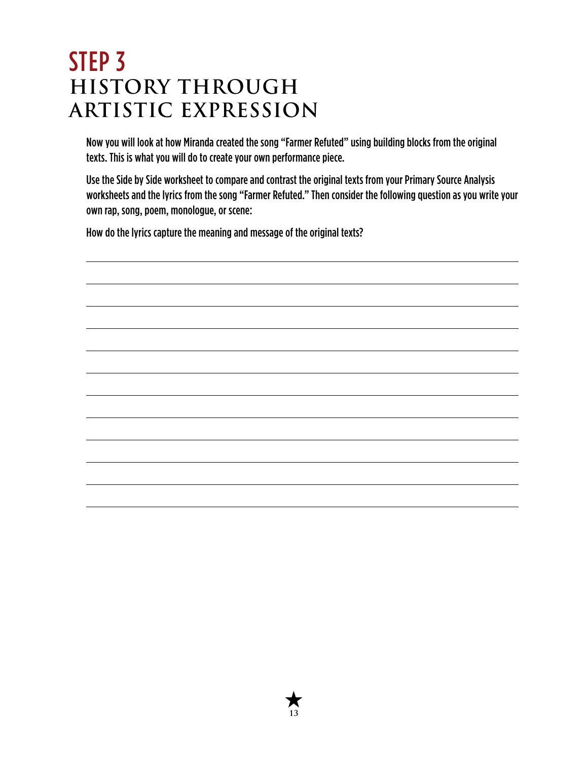# STEP 3
## HISTORY THROUGH ARTISTIC EXPRESSION

Now you will look at how Miranda created the song "Farmer Refuted" using building blocks from the original texts. This is what you will do to create your own performance piece.

Use the Side by Side worksheet to compare and contrast the original texts from your Primary Source Analysis worksheets and the lyrics from the song "Farmer Refuted." Then consider the following question as you write your own rap, song, poem, monologue, or scene:

How do the lyrics capture the meaning and message of the original texts?

______________________________________________________________________

______________________________________________________________________

______________________________________________________________________

______________________________________________________________________

______________________________________________________________________

______________________________________________________________________

______________________________________________________________________

______________________________________________________________________

______________________________________________________________________

______________________________________________________________________

______________________________________________________________________

______________________________________________________________________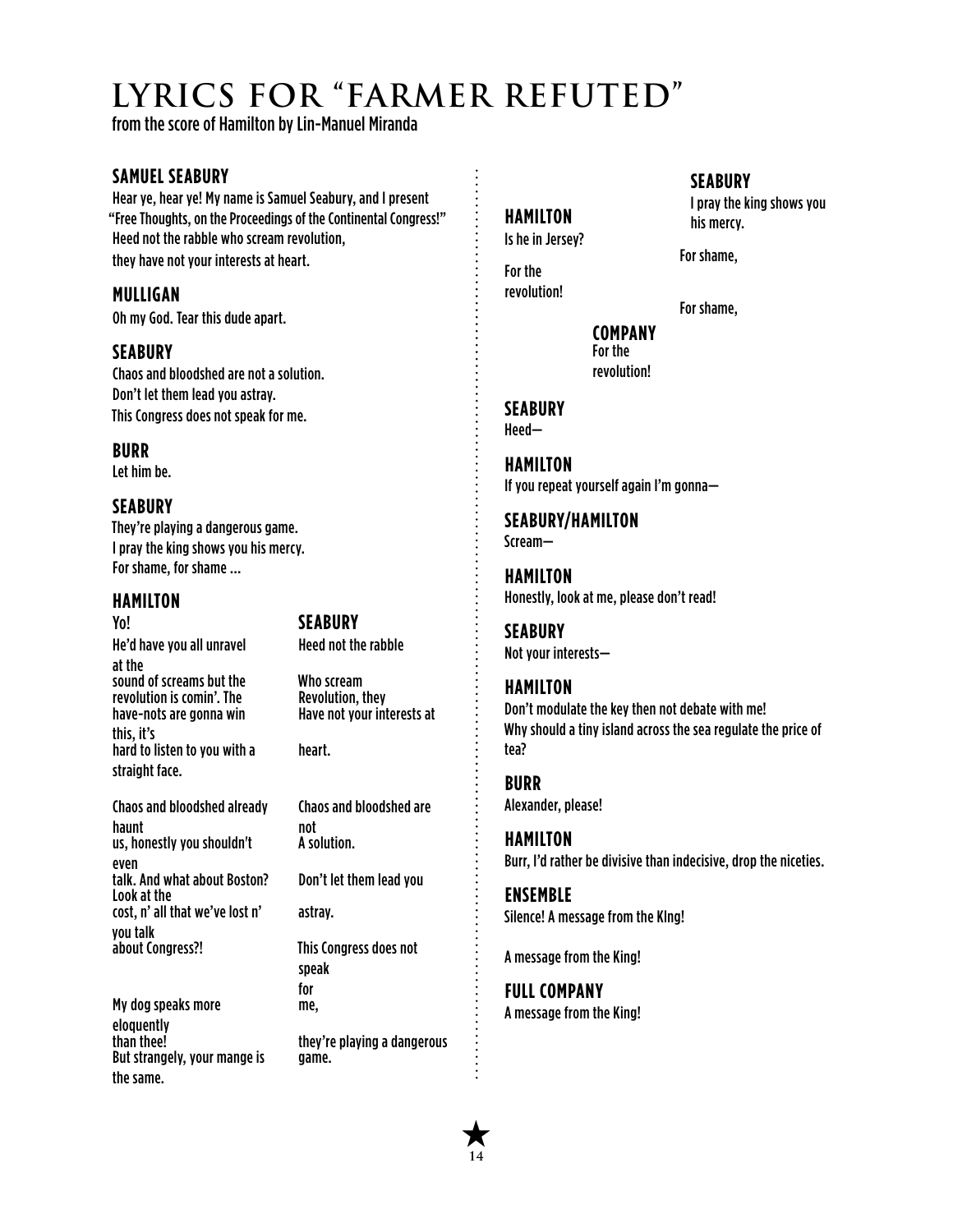# LYRICS FOR "FARMER REFUTED"

from the score of Hamilton by Lin-Manuel Miranda

**SAMUEL SEABURY**

Hear ye, hear ye! My name is Samuel Seabury, and I present "Free Thoughts, on the Proceedings of the Continental Congress!"
Heed not the rabble who scream revolution,
they have not your interests at heart.

**MULLIGAN**

Oh my God. Tear this dude apart.

**SEABURY**

Chaos and bloodshed are not a solution.
Don't let them lead you astray.
This Congress does not speak for me.

**BURR**

Let him be.

**SEABURY**

They're playing a dangerous game.
I pray the king shows you his mercy.
For shame, for shame ...

| **HAMILTON** | **SEABURY** |
| --- | --- |
| Yo! | |
| He'd have you all unravel at the | Heed not the rabble |
| sound of screams but the revolution is comin'. The have-nots are gonna win this, it's | Who scream Revolution, they Have not your interests at |
| hard to listen to you with a straight face. | heart. |
| Chaos and bloodshed already haunt | Chaos and bloodshed are not |
| us, honestly you shouldn't even | A solution. |
| talk. And what about Boston? Look at the | Don't let them lead you |
| cost, n' all that we've lost n' you talk | astray. |
| about Congress?! | This Congress does not speak for |
| My dog speaks more eloquently | me, |
| than thee! | they're playing a dangerous |
| But strangely, your mange is the same. | game. |
| Is he in Jersey? | I pray the king shows you his mercy. |
| | For shame, |
| For the revolution! | For shame, |

**COMPANY**

For the revolution!

**SEABURY**

Heed—

**HAMILTON**

If you repeat yourself again I'm gonna—

**SEABURY/HAMILTON**

Scream—

**HAMILTON**

Honestly, look at me, please don't read!

**SEABURY**

Not your interests—

**HAMILTON**

Don't modulate the key then not debate with me!
Why should a tiny island across the sea regulate the price of tea?

**BURR**

Alexander, please!

**HAMILTON**

Burr, I'd rather be divisive than indecisive, drop the niceties.

**ENSEMBLE**

Silence! A message from the KIng!

A message from the King!

**FULL COMPANY**

A message from the King!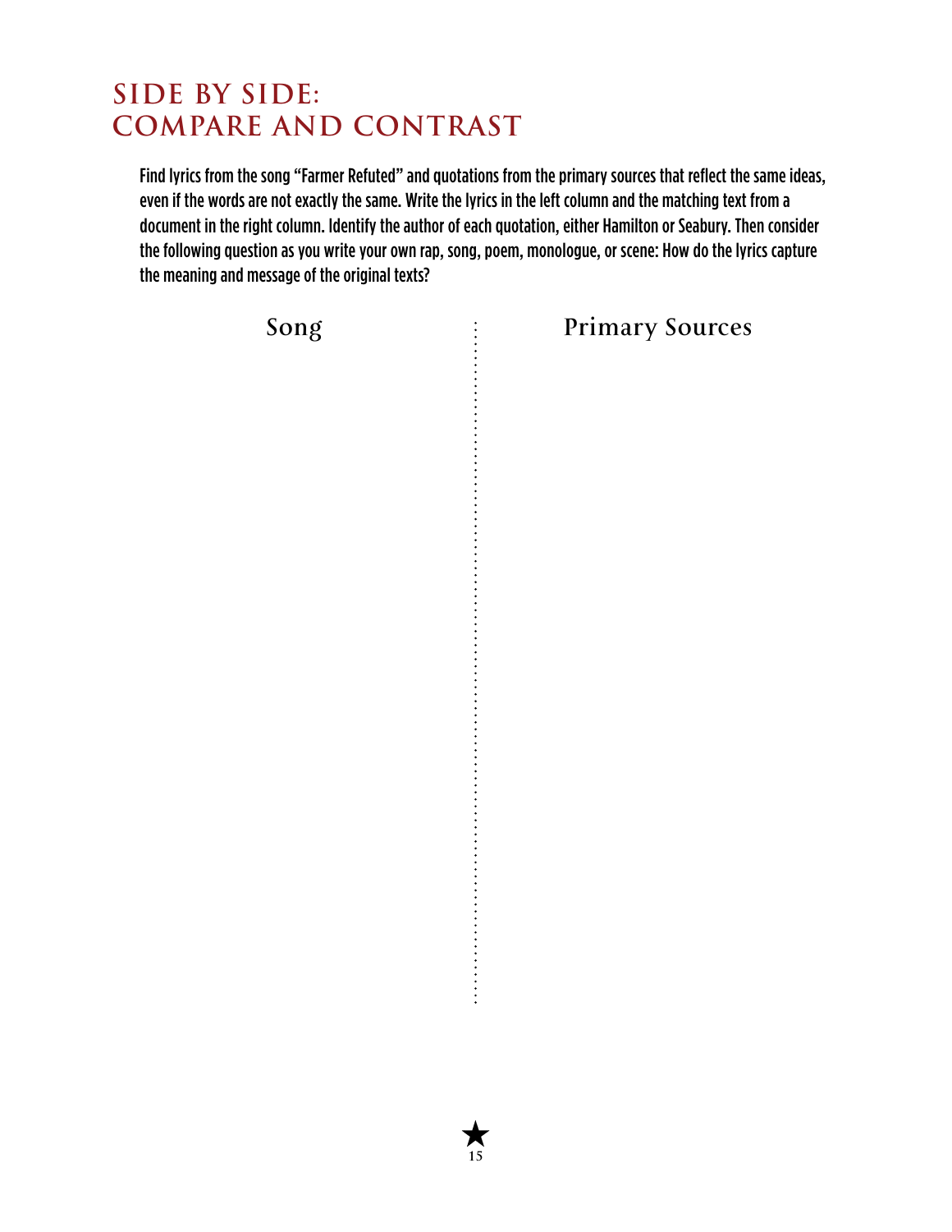# SIDE BY SIDE: COMPARE AND CONTRAST

Find lyrics from the song "Farmer Refuted" and quotations from the primary sources that reflect the same ideas, even if the words are not exactly the same. Write the lyrics in the left column and the matching text from a document in the right column. Identify the author of each quotation, either Hamilton or Seabury. Then consider the following question as you write your own rap, song, poem, monologue, or scene: How do the lyrics capture the meaning and message of the original texts?

| Song | Primary Sources |
| --- | --- |
| | |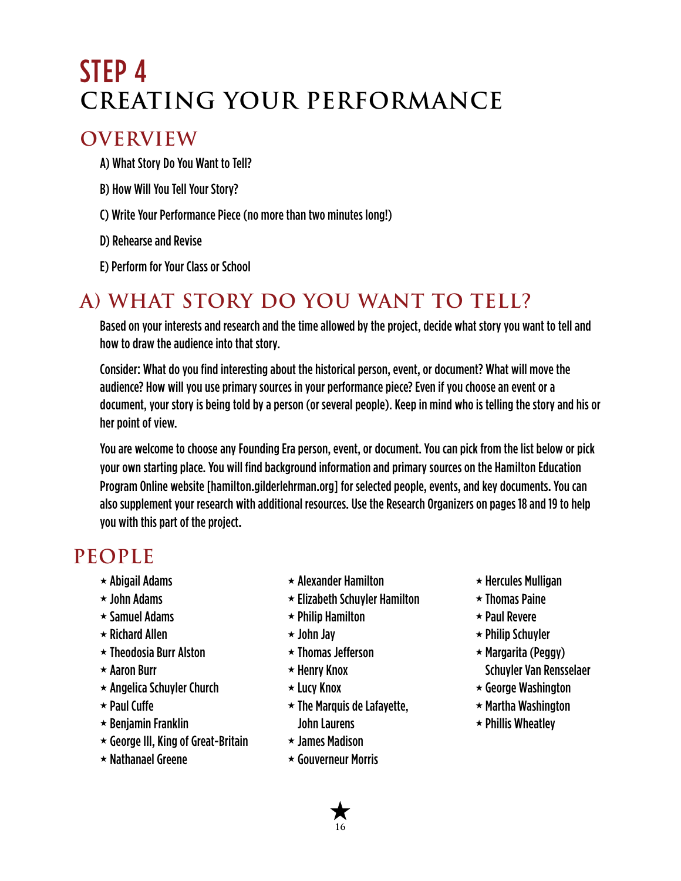# STEP 4
# CREATING YOUR PERFORMANCE

## OVERVIEW

A) What Story Do You Want to Tell?

B) How Will You Tell Your Story?

C) Write Your Performance Piece (no more than two minutes long!)

D) Rehearse and Revise

E) Perform for Your Class or School

## A) WHAT STORY DO YOU WANT TO TELL?

Based on your interests and research and the time allowed by the project, decide what story you want to tell and how to draw the audience into that story.

Consider: What do you find interesting about the historical person, event, or document? What will move the audience? How will you use primary sources in your performance piece? Even if you choose an event or a document, your story is being told by a person (or several people). Keep in mind who is telling the story and his or her point of view.

You are welcome to choose any Founding Era person, event, or document. You can pick from the list below or pick your own starting place. You will find background information and primary sources on the Hamilton Education Program Online website [hamilton.gilderlehrman.org] for selected people, events, and key documents. You can also supplement your research with additional resources. Use the Research Organizers on pages 18 and 19 to help you with this part of the project.

## PEOPLE

- ★ Abigail Adams
- ★ John Adams
- ★ Samuel Adams
- ★ Richard Allen
- ★ Theodosia Burr Alston
- ★ Aaron Burr
- ★ Angelica Schuyler Church
- ★ Paul Cuffe
- ★ Benjamin Franklin
- ★ George III, King of Great-Britain
- ★ Nathanael Greene
- ★ Alexander Hamilton
- ★ Elizabeth Schuyler Hamilton
- ★ Philip Hamilton
- ★ John Jay
- ★ Thomas Jefferson
- ★ Henry Knox
- ★ Lucy Knox
- ★ The Marquis de Lafayette, John Laurens
- ★ James Madison
- ★ Gouverneur Morris
- ★ Hercules Mulligan
- ★ Thomas Paine
- ★ Paul Revere
- ★ Philip Schuyler
- ★ Margarita (Peggy) Schuyler Van Rensselaer
- ★ George Washington
- ★ Martha Washington
- ★ Phillis Wheatley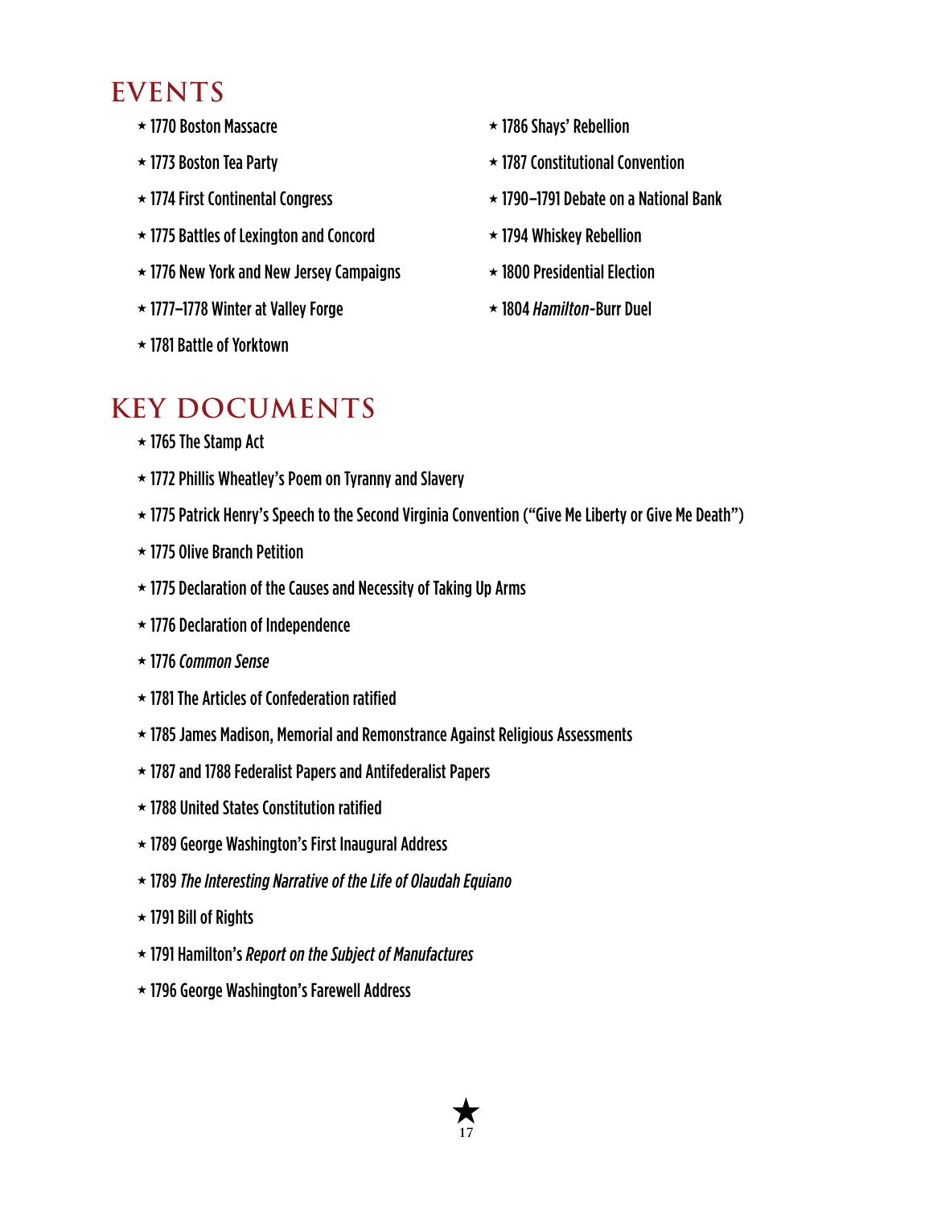## EVENTS

- ★ 1770 Boston Massacre
- ★ 1773 Boston Tea Party
- ★ 1774 First Continental Congress
- ★ 1775 Battles of Lexington and Concord
- ★ 1776 New York and New Jersey Campaigns
- ★ 1777–1778 Winter at Valley Forge
- ★ 1781 Battle of Yorktown
- ★ 1786 Shays' Rebellion
- ★ 1787 Constitutional Convention
- ★ 1790–1791 Debate on a National Bank
- ★ 1794 Whiskey Rebellion
- ★ 1800 Presidential Election
- ★ 1804 *Hamilton*-Burr Duel

## KEY DOCUMENTS

- ★ 1765 The Stamp Act
- ★ 1772 Phillis Wheatley's Poem on Tyranny and Slavery
- ★ 1775 Patrick Henry's Speech to the Second Virginia Convention ("Give Me Liberty or Give Me Death")
- ★ 1775 Olive Branch Petition
- ★ 1775 Declaration of the Causes and Necessity of Taking Up Arms
- ★ 1776 Declaration of Independence
- ★ 1776 *Common Sense*
- ★ 1781 The Articles of Confederation ratified
- ★ 1785 James Madison, Memorial and Remonstrance Against Religious Assessments
- ★ 1787 and 1788 Federalist Papers and Antifederalist Papers
- ★ 1788 United States Constitution ratified
- ★ 1789 George Washington's First Inaugural Address
- ★ 1789 *The Interesting Narrative of the Life of Olaudah Equiano*
- ★ 1791 Bill of Rights
- ★ 1791 Hamilton's *Report on the Subject of Manufactures*
- ★ 1796 George Washington's Farewell Address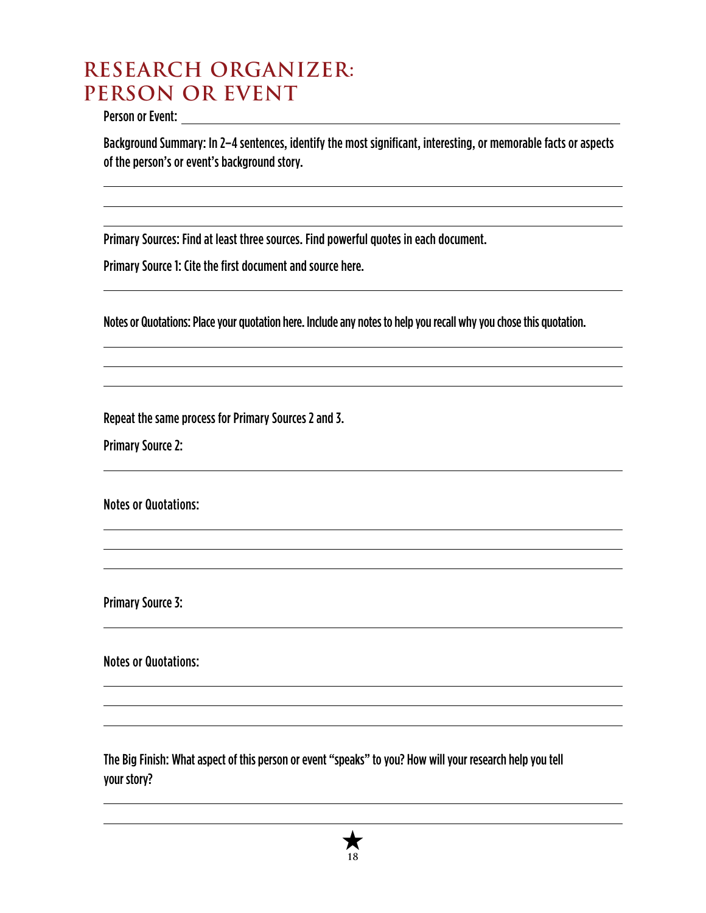# RESEARCH ORGANIZER: PERSON OR EVENT

Person or Event: ______________________________________________

Background Summary: In 2–4 sentences, identify the most significant, interesting, or memorable facts or aspects of the person's or event's background story.

______________________________________________

______________________________________________

______________________________________________

Primary Sources: Find at least three sources. Find powerful quotes in each document.

Primary Source 1: Cite the first document and source here.

______________________________________________

Notes or Quotations: Place your quotation here. Include any notes to help you recall why you chose this quotation.

______________________________________________

______________________________________________

______________________________________________

Repeat the same process for Primary Sources 2 and 3.

Primary Source 2:

______________________________________________

Notes or Quotations:

______________________________________________

______________________________________________

______________________________________________

Primary Source 3:

______________________________________________

Notes or Quotations:

______________________________________________

______________________________________________

______________________________________________

The Big Finish: What aspect of this person or event "speaks" to you? How will your research help you tell your story?

______________________________________________

______________________________________________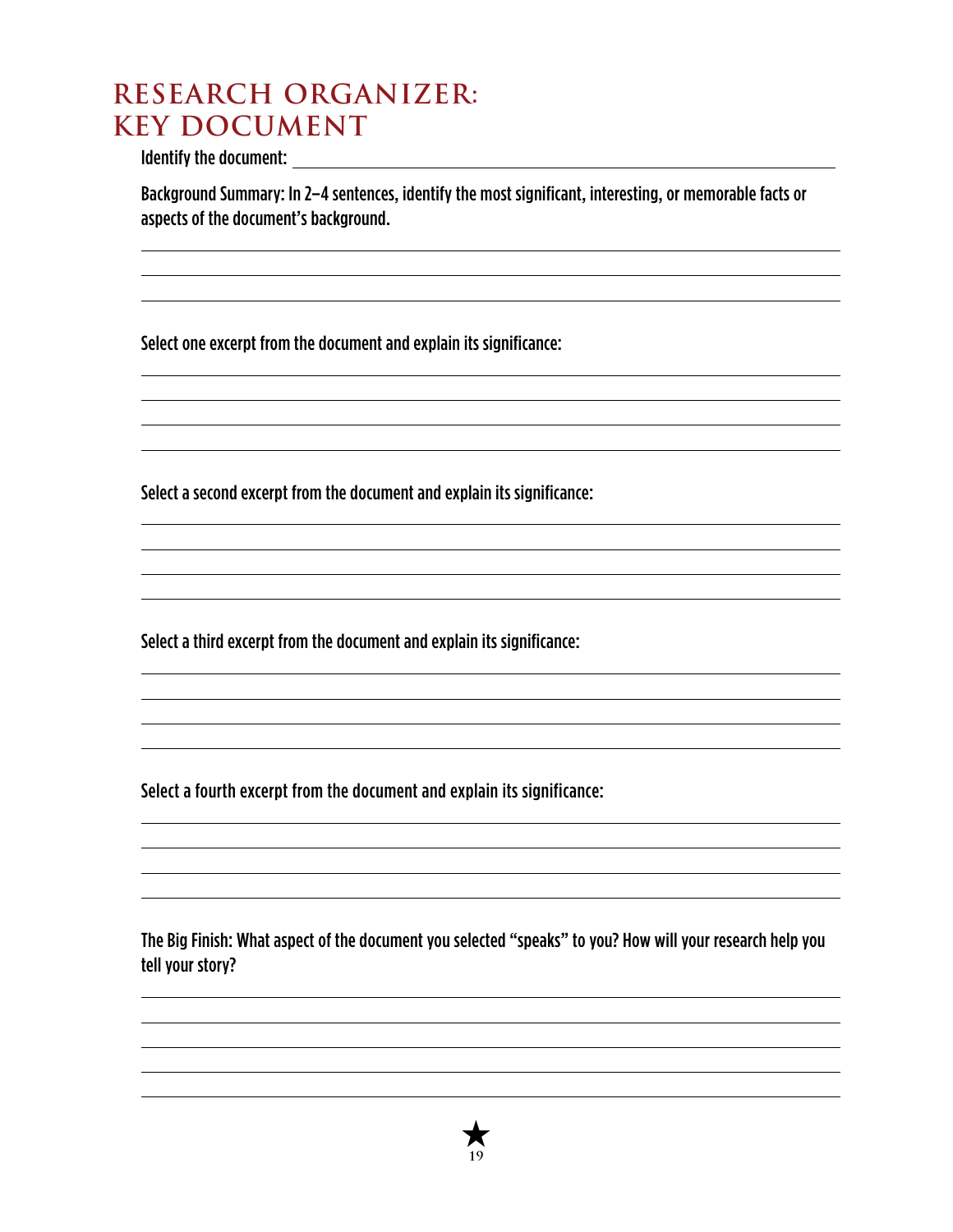# RESEARCH ORGANIZER: KEY DOCUMENT

Identify the document: ______________________________________________

Background Summary: In 2–4 sentences, identify the most significant, interesting, or memorable facts or aspects of the document's background.

______________________________________________

______________________________________________

______________________________________________

Select one excerpt from the document and explain its significance:

______________________________________________

______________________________________________

______________________________________________

______________________________________________

Select a second excerpt from the document and explain its significance:

______________________________________________

______________________________________________

______________________________________________

______________________________________________

Select a third excerpt from the document and explain its significance:

______________________________________________

______________________________________________

______________________________________________

______________________________________________

Select a fourth excerpt from the document and explain its significance:

______________________________________________

______________________________________________

______________________________________________

______________________________________________

The Big Finish: What aspect of the document you selected "speaks" to you? How will your research help you tell your story?

______________________________________________

______________________________________________

______________________________________________

______________________________________________

______________________________________________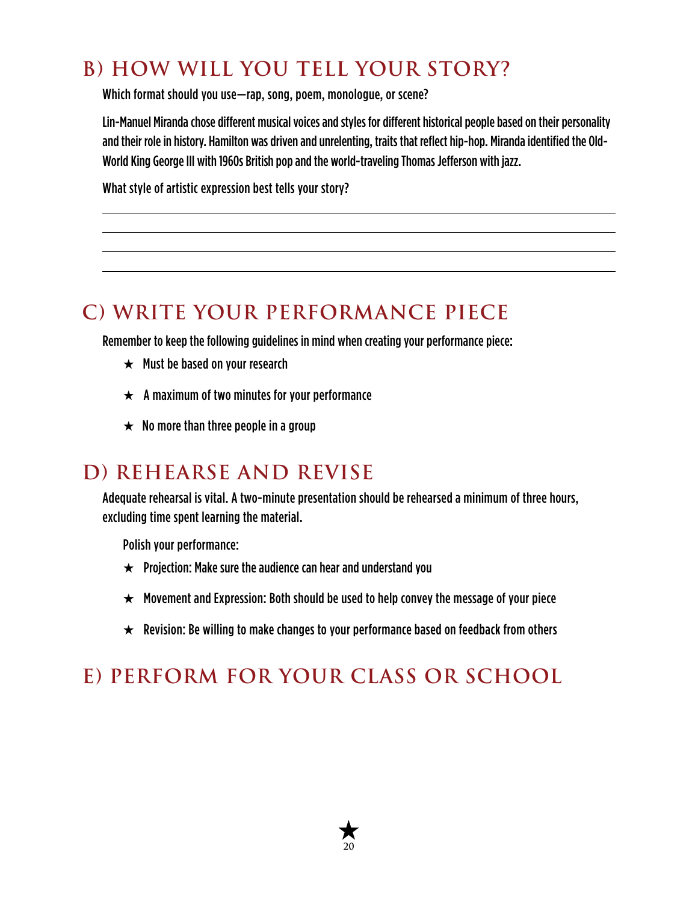## B) HOW WILL YOU TELL YOUR STORY?

Which format should you use—rap, song, poem, monologue, or scene?

Lin-Manuel Miranda chose different musical voices and styles for different historical people based on their personality and their role in history. Hamilton was driven and unrelenting, traits that reflect hip-hop. Miranda identified the Old-World King George III with 1960s British pop and the world-traveling Thomas Jefferson with jazz.

What style of artistic expression best tells your story?

______________________________________________

______________________________________________

______________________________________________

______________________________________________

## C) WRITE YOUR PERFORMANCE PIECE

Remember to keep the following guidelines in mind when creating your performance piece:

- ★ Must be based on your research
- ★ A maximum of two minutes for your performance
- ★ No more than three people in a group

## D) REHEARSE AND REVISE

Adequate rehearsal is vital. A two-minute presentation should be rehearsed a minimum of three hours, excluding time spent learning the material.

Polish your performance:

- ★ Projection: Make sure the audience can hear and understand you
- ★ Movement and Expression: Both should be used to help convey the message of your piece
- ★ Revision: Be willing to make changes to your performance based on feedback from others

## E) PERFORM FOR YOUR CLASS OR SCHOOL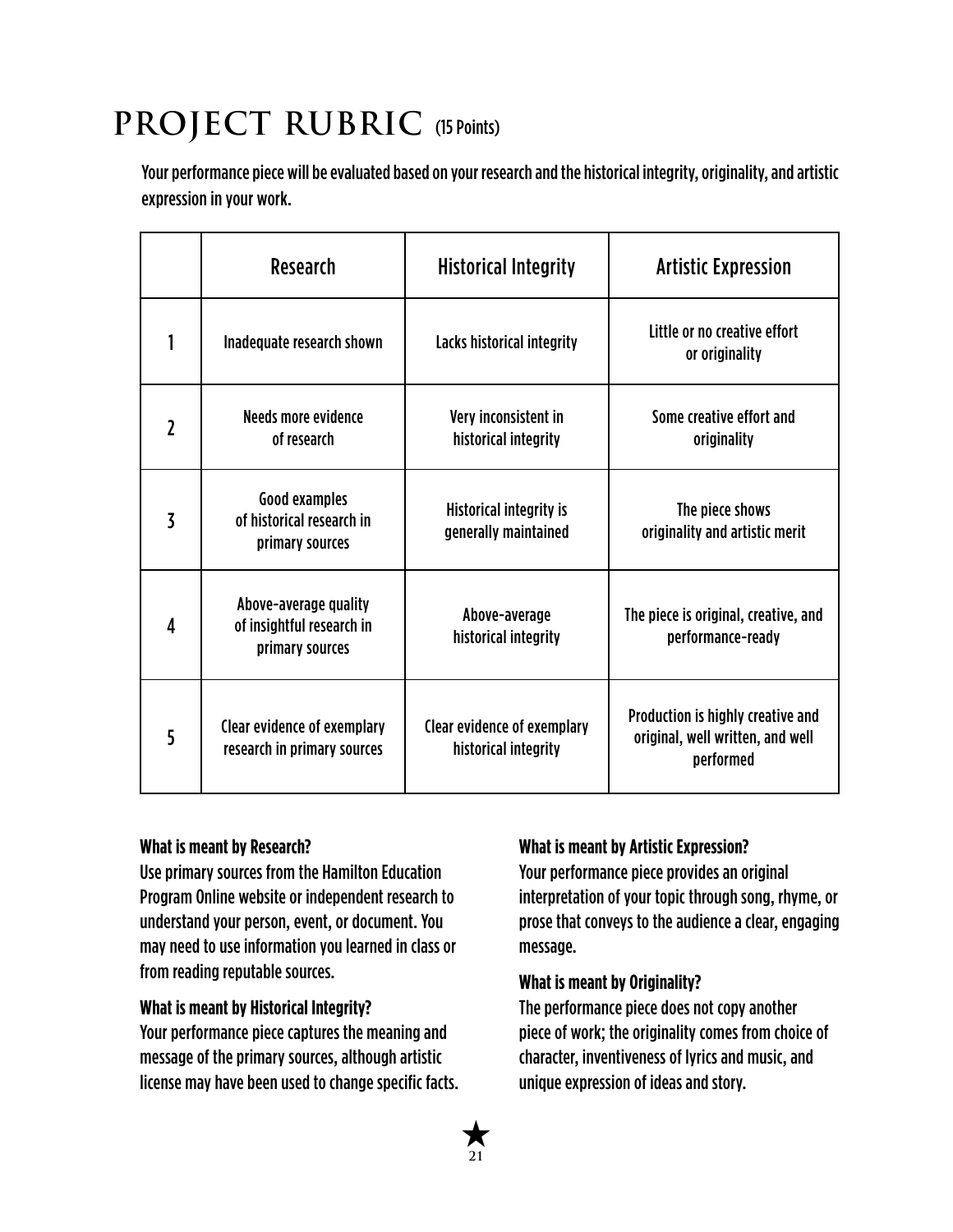# PROJECT RUBRIC (15 Points)

Your performance piece will be evaluated based on your research and the historical integrity, originality, and artistic expression in your work.

| | Research | Historical Integrity | Artistic Expression |
|---|---|---|---|
| 1 | Inadequate research shown | Lacks historical integrity | Little or no creative effort or originality |
| 2 | Needs more evidence of research | Very inconsistent in historical integrity | Some creative effort and originality |
| 3 | Good examples of historical research in primary sources | Historical integrity is generally maintained | The piece shows originality and artistic merit |
| 4 | Above-average quality of insightful research in primary sources | Above-average historical integrity | The piece is original, creative, and performance-ready |
| 5 | Clear evidence of exemplary research in primary sources | Clear evidence of exemplary historical integrity | Production is highly creative and original, well written, and well performed |

**What is meant by Research?**
Use primary sources from the Hamilton Education Program Online website or independent research to understand your person, event, or document. You may need to use information you learned in class or from reading reputable sources.

**What is meant by Historical Integrity?**
Your performance piece captures the meaning and message of the primary sources, although artistic license may have been used to change specific facts.

**What is meant by Artistic Expression?**
Your performance piece provides an original interpretation of your topic through song, rhyme, or prose that conveys to the audience a clear, engaging message.

**What is meant by Originality?**
The performance piece does not copy another piece of work; the originality comes from choice of character, inventiveness of lyrics and music, and unique expression of ideas and story.